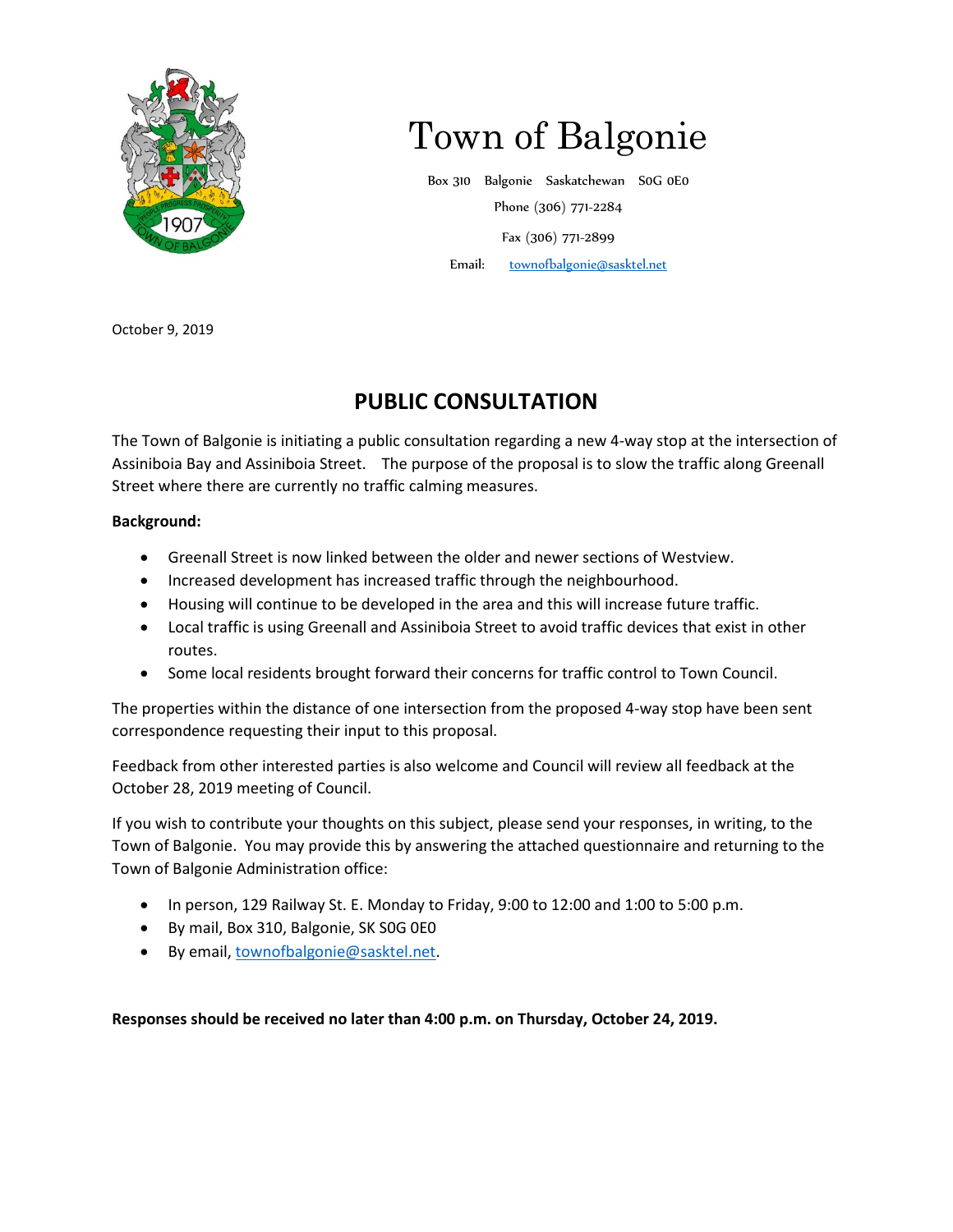# Town of Balgonie

Box 310 Balgonie Saskatchewan S0G 0E0

Phone (306) 771-2284

Fax (306) 771-2899

Email: townofbalgonie@sasktel.net

October 9, 2019

## PUBLIC CONSULTATION

The Town of Balgonie is initiating a public consultation regarding a new 4-way stop at the intersection of Assiniboia Bay and Assiniboia Street. The purpose of the proposal is to slow the traffic along Greenall Street where there are currently no traffic calming measures.

**Background:**

- Greenall Street is now linked between the older and newer sections of Westview.
- Increased development has increased traffic through the neighbourhood.
- Housing will continue to be developed in the area and this will increase future traffic.
- Local traffic is using Greenall and Assiniboia Street to avoid traffic devices that exist in other routes.
- Some local residents brought forward their concerns for traffic control to Town Council.

The properties within the distance of one intersection from the proposed 4-way stop have been sent correspondence requesting their input to this proposal.

Feedback from other interested parties is also welcome and Council will review all feedback at the October 28, 2019 meeting of Council.

If you wish to contribute your thoughts on this subject, please send your responses, in writing, to the Town of Balgonie. You may provide this by answering the attached questionnaire and returning to the Town of Balgonie Administration office:

- In person, 129 Railway St. E. Monday to Friday, 9:00 to 12:00 and 1:00 to 5:00 p.m.
- By mail, Box 310, Balgonie, SK S0G 0E0
- By email, townofbalgonie@sasktel.net.

**Responses should be received no later than 4:00 p.m. on Thursday, October 24, 2019.**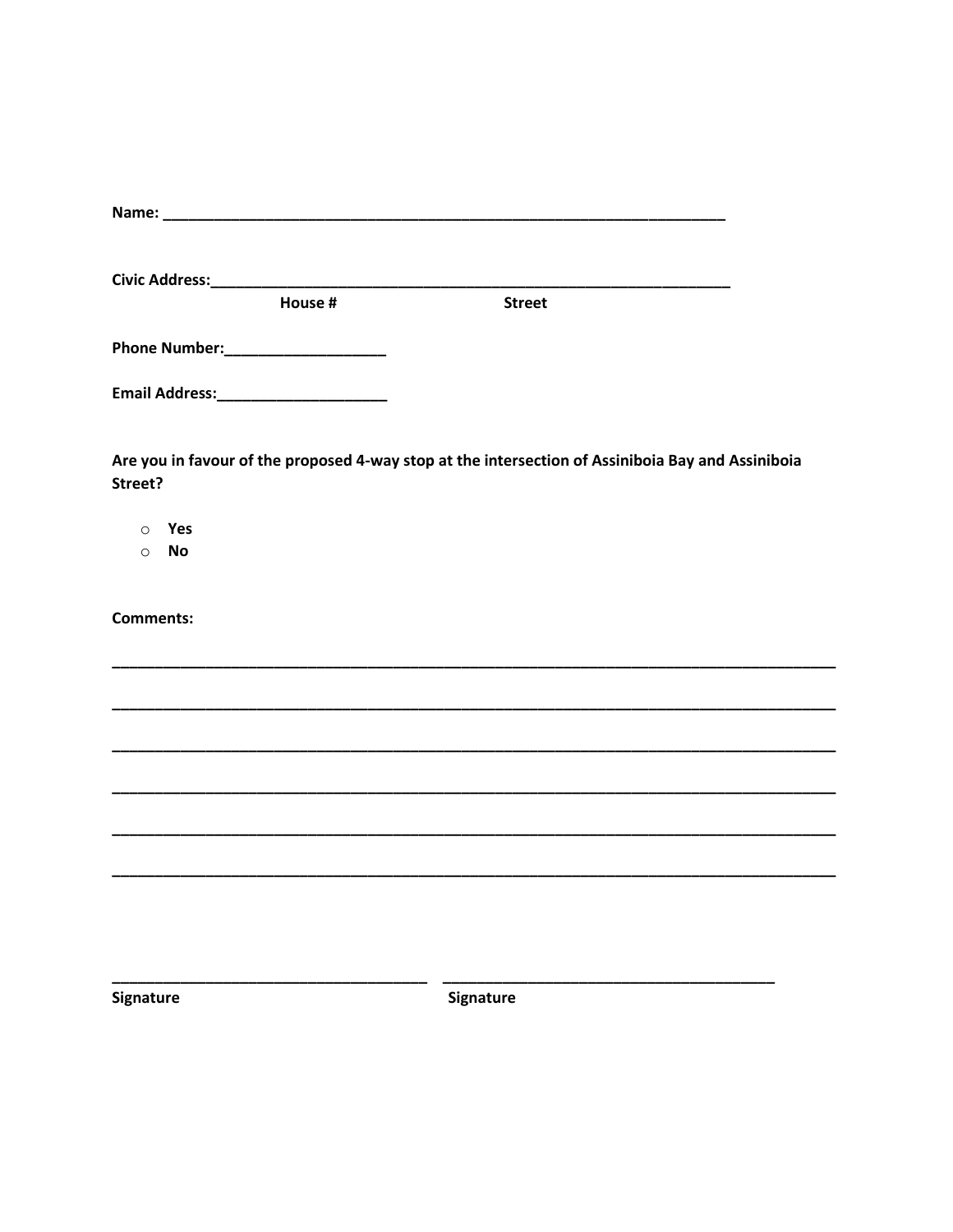**Name: ____________________________________________________________________**

**Civic Address:_______________________________________________________________**

**House #                    Street**

**Phone Number:___________________**

**Email Address:____________________**

**Are you in favour of the proposed 4-way stop at the intersection of Assiniboia Bay and Assiniboia Street?**

- **Yes**
- **No**

**Comments:**

_____________________________________________________________________________________

_____________________________________________________________________________________

_____________________________________________________________________________________

_____________________________________________________________________________________

_____________________________________________________________________________________

_____________________________________________________________________________________

______________________________________    ________________________________________

**Signature**                                                        **Signature**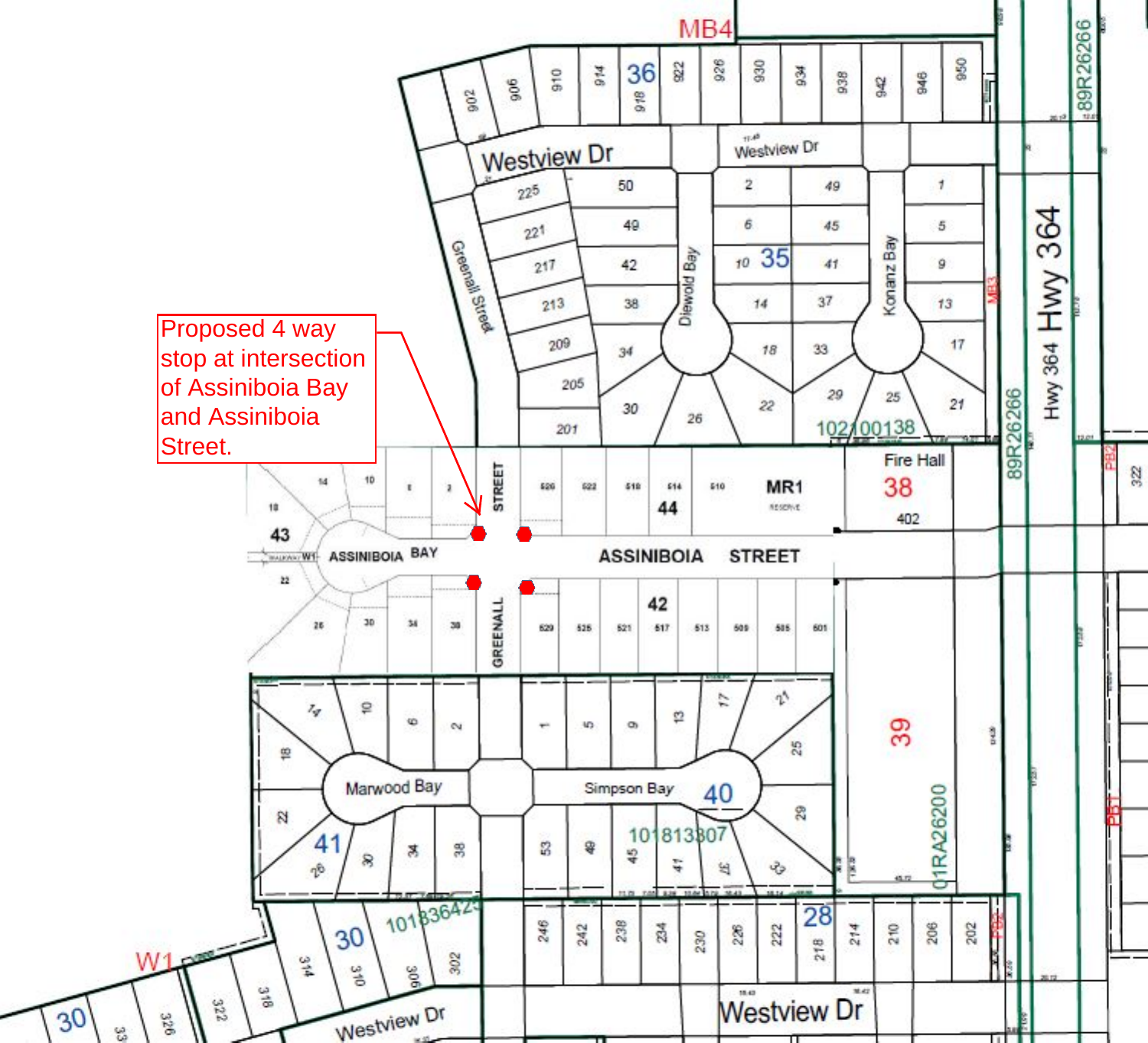Proposed 4 way stop at intersection of Assiniboia Bay and Assiniboia Street.